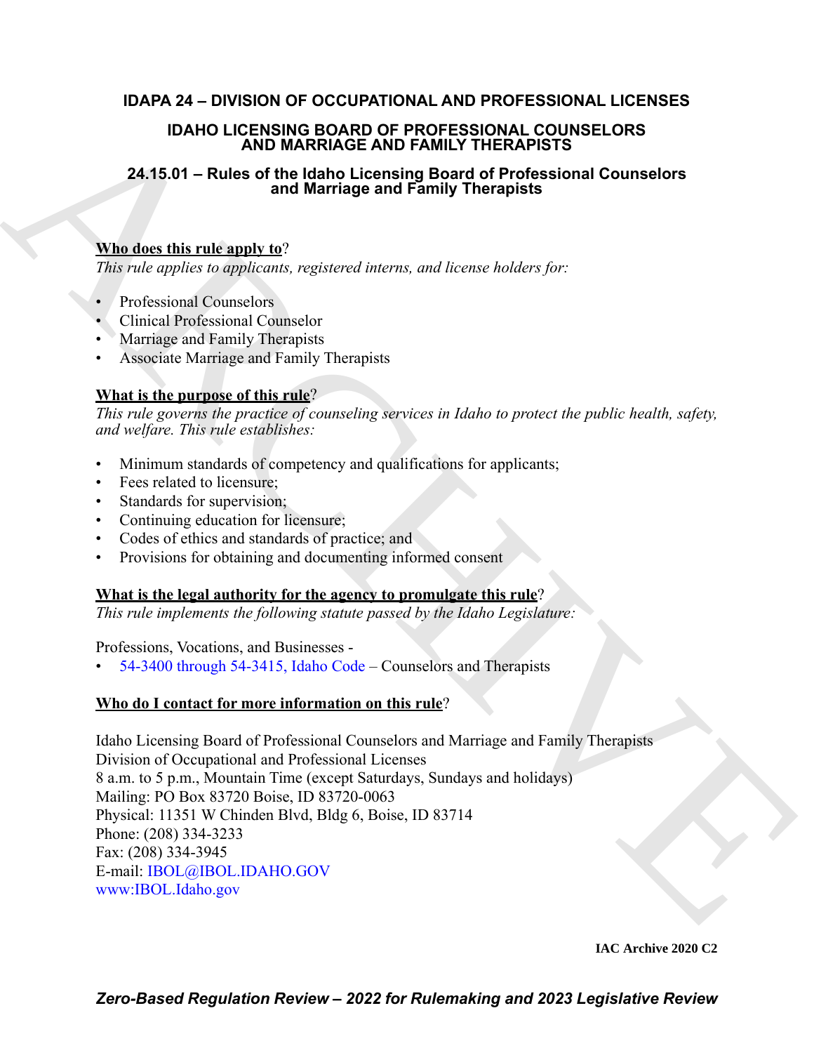# IDAPA 24 – DIVISION OF OCCUPATIONAL AND PROFESSIONAL LICENSES

## IDAHO LICENSING BOARD OF PROFESSIONAL COUNSELORS AND MARRIAGE AND FAMILY THERAPISTS

### 24.15.01 – Rules of the Idaho Licensing Board of Professional Counselors and Marriage and Family Therapists

**Who does this rule apply to**?

*This rule applies to applicants, registered interns, and license holders for:*

- Professional Counselors
- Clinical Professional Counselor
- Marriage and Family Therapists
- Associate Marriage and Family Therapists

**What is the purpose of this rule**?

*This rule governs the practice of counseling services in Idaho to protect the public health, safety, and welfare. This rule establishes:*

- Minimum standards of competency and qualifications for applicants;
- Fees related to licensure;
- Standards for supervision;
- Continuing education for licensure;
- Codes of ethics and standards of practice; and
- Provisions for obtaining and documenting informed consent

**What is the legal authority for the agency to promulgate this rule**?

*This rule implements the following statute passed by the Idaho Legislature:*

Professions, Vocations, and Businesses -

- 54-3400 through 54-3415, Idaho Code – Counselors and Therapists

**Who do I contact for more information on this rule**?

Idaho Licensing Board of Professional Counselors and Marriage and Family Therapists
Division of Occupational and Professional Licenses
8 a.m. to 5 p.m., Mountain Time (except Saturdays, Sundays and holidays)
Mailing: PO Box 83720 Boise, ID 83720-0063
Physical: 11351 W Chinden Blvd, Bldg 6, Boise, ID 83714
Phone: (208) 334-3233
Fax: (208) 334-3945
E-mail: IBOL@IBOL.IDAHO.GOV
www:IBOL.Idaho.gov

**IAC Archive 2020 C2**

***Zero-Based Regulation Review – 2022 for Rulemaking and 2023 Legislative Review***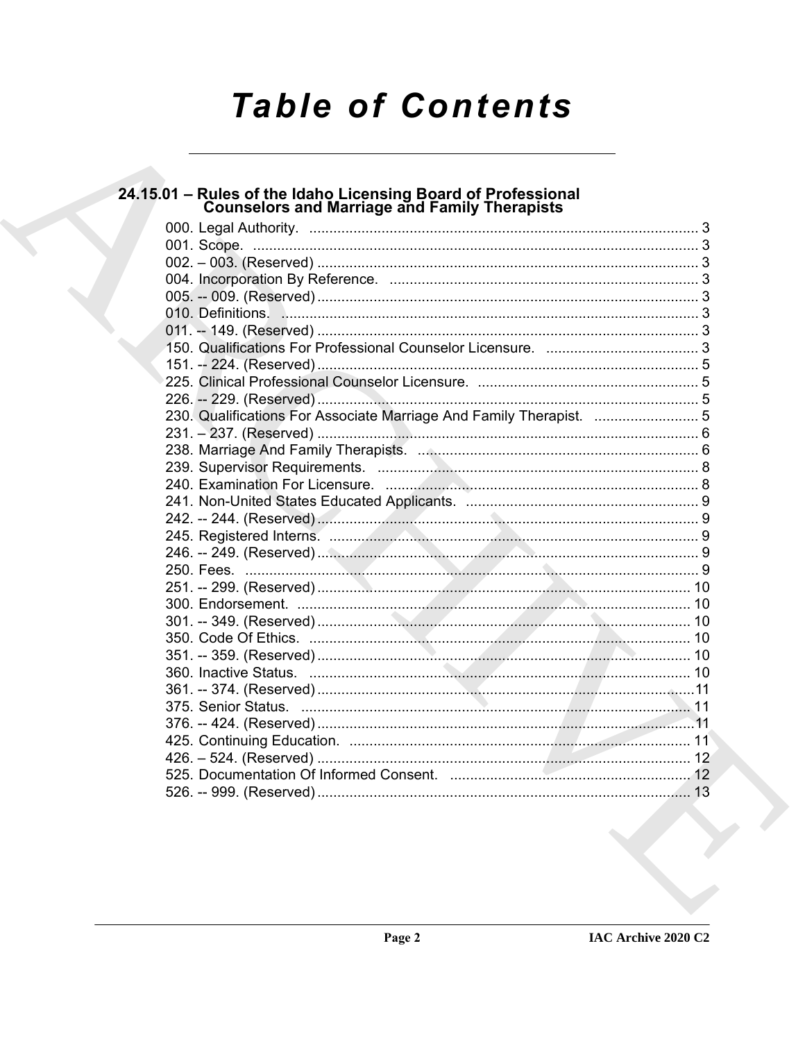# Table of Contents

## 24.15.01 – Rules of the Idaho Licensing Board of Professional Counselors and Marriage and Family Therapists

000. Legal Authority. ..... 3
001. Scope. ..... 3
002. – 003. (Reserved) ..... 3
004. Incorporation By Reference. ..... 3
005. -- 009. (Reserved) ..... 3
010. Definitions. ..... 3
011. -- 149. (Reserved) ..... 3
150. Qualifications For Professional Counselor Licensure. ..... 3
151. -- 224. (Reserved) ..... 5
225. Clinical Professional Counselor Licensure. ..... 5
226. -- 229. (Reserved) ..... 5
230. Qualifications For Associate Marriage And Family Therapist. ..... 5
231. – 237. (Reserved) ..... 6
238. Marriage And Family Therapists. ..... 6
239. Supervisor Requirements. ..... 8
240. Examination For Licensure. ..... 8
241. Non-United States Educated Applicants. ..... 9
242. -- 244. (Reserved) ..... 9
245. Registered Interns. ..... 9
246. -- 249. (Reserved) ..... 9
250. Fees. ..... 9
251. -- 299. (Reserved) ..... 10
300. Endorsement. ..... 10
301. -- 349. (Reserved) ..... 10
350. Code Of Ethics. ..... 10
351. -- 359. (Reserved) ..... 10
360. Inactive Status. ..... 10
361. -- 374. (Reserved) ..... 11
375. Senior Status. ..... 11
376. -- 424. (Reserved) ..... 11
425. Continuing Education. ..... 11
426. – 524. (Reserved) ..... 12
525. Documentation Of Informed Consent. ..... 12
526. -- 999. (Reserved) ..... 13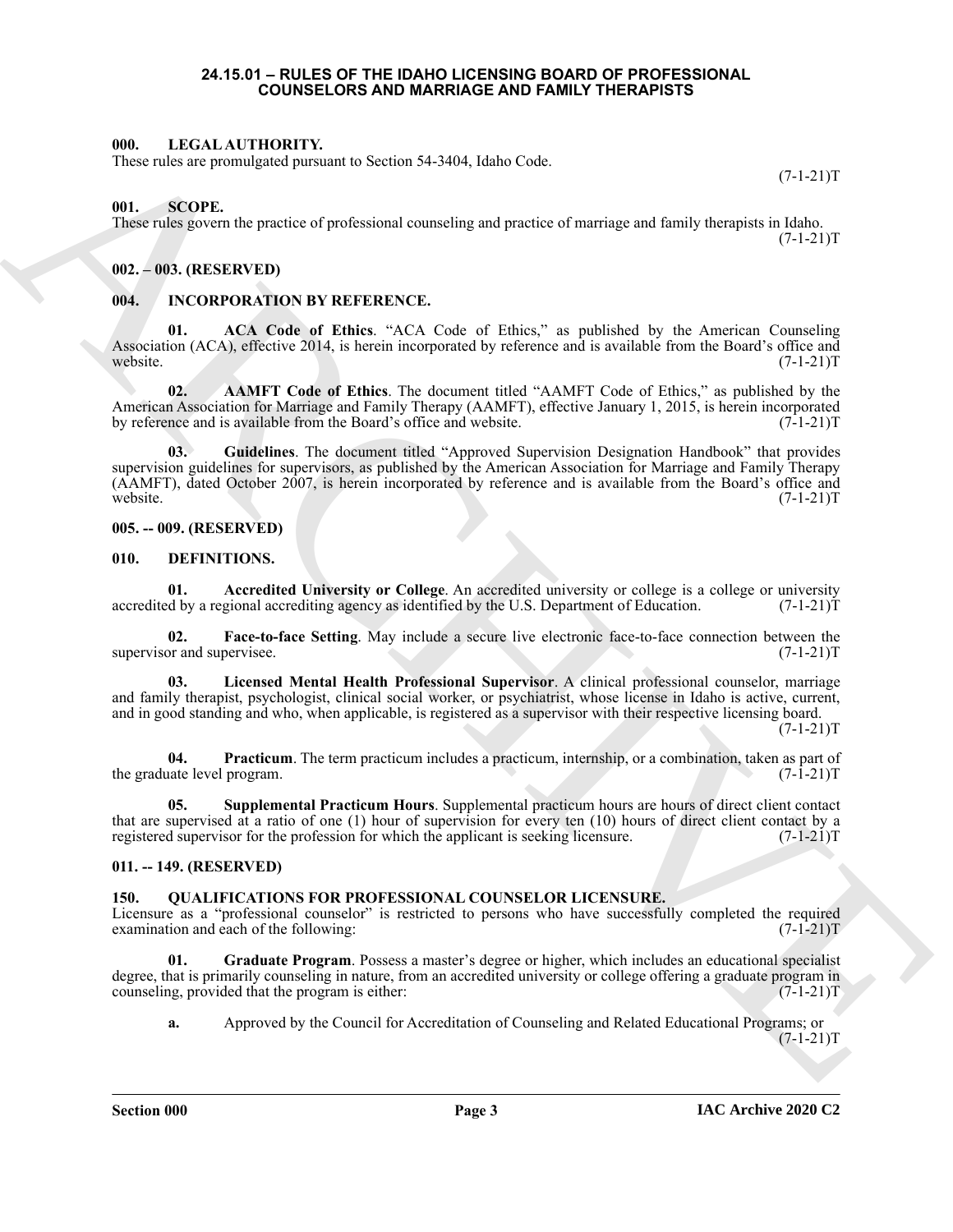# 24.15.01 – RULES OF THE IDAHO LICENSING BOARD OF PROFESSIONAL COUNSELORS AND MARRIAGE AND FAMILY THERAPISTS

## 000. LEGAL AUTHORITY.

These rules are promulgated pursuant to Section 54-3404, Idaho Code. (7-1-21)T

## 001. SCOPE.

These rules govern the practice of professional counseling and practice of marriage and family therapists in Idaho. (7-1-21)T

## 002. – 003. (RESERVED)

## 004. INCORPORATION BY REFERENCE.

**01. ACA Code of Ethics**. "ACA Code of Ethics," as published by the American Counseling Association (ACA), effective 2014, is herein incorporated by reference and is available from the Board's office and website. (7-1-21)T

**02. AAMFT Code of Ethics**. The document titled "AAMFT Code of Ethics," as published by the American Association for Marriage and Family Therapy (AAMFT), effective January 1, 2015, is herein incorporated by reference and is available from the Board's office and website. (7-1-21)T

**03. Guidelines**. The document titled "Approved Supervision Designation Handbook" that provides supervision guidelines for supervisors, as published by the American Association for Marriage and Family Therapy (AAMFT), dated October 2007, is herein incorporated by reference and is available from the Board's office and website. (7-1-21)T

## 005. -- 009. (RESERVED)

## 010. DEFINITIONS.

**01. Accredited University or College**. An accredited university or college is a college or university accredited by a regional accrediting agency as identified by the U.S. Department of Education. (7-1-21)T

**02. Face-to-face Setting**. May include a secure live electronic face-to-face connection between the supervisor and supervisee. (7-1-21)T

**03. Licensed Mental Health Professional Supervisor**. A clinical professional counselor, marriage and family therapist, psychologist, clinical social worker, or psychiatrist, whose license in Idaho is active, current, and in good standing and who, when applicable, is registered as a supervisor with their respective licensing board. (7-1-21)T

**04. Practicum**. The term practicum includes a practicum, internship, or a combination, taken as part of the graduate level program. (7-1-21)T

**05. Supplemental Practicum Hours**. Supplemental practicum hours are hours of direct client contact that are supervised at a ratio of one (1) hour of supervision for every ten (10) hours of direct client contact by a registered supervisor for the profession for which the applicant is seeking licensure. (7-1-21)T

## 011. -- 149. (RESERVED)

## 150. QUALIFICATIONS FOR PROFESSIONAL COUNSELOR LICENSURE.

Licensure as a "professional counselor" is restricted to persons who have successfully completed the required examination and each of the following: (7-1-21)T

**01. Graduate Program**. Possess a master's degree or higher, which includes an educational specialist degree, that is primarily counseling in nature, from an accredited university or college offering a graduate program in counseling, provided that the program is either: (7-1-21)T

**a.** Approved by the Council for Accreditation of Counseling and Related Educational Programs; or (7-1-21)T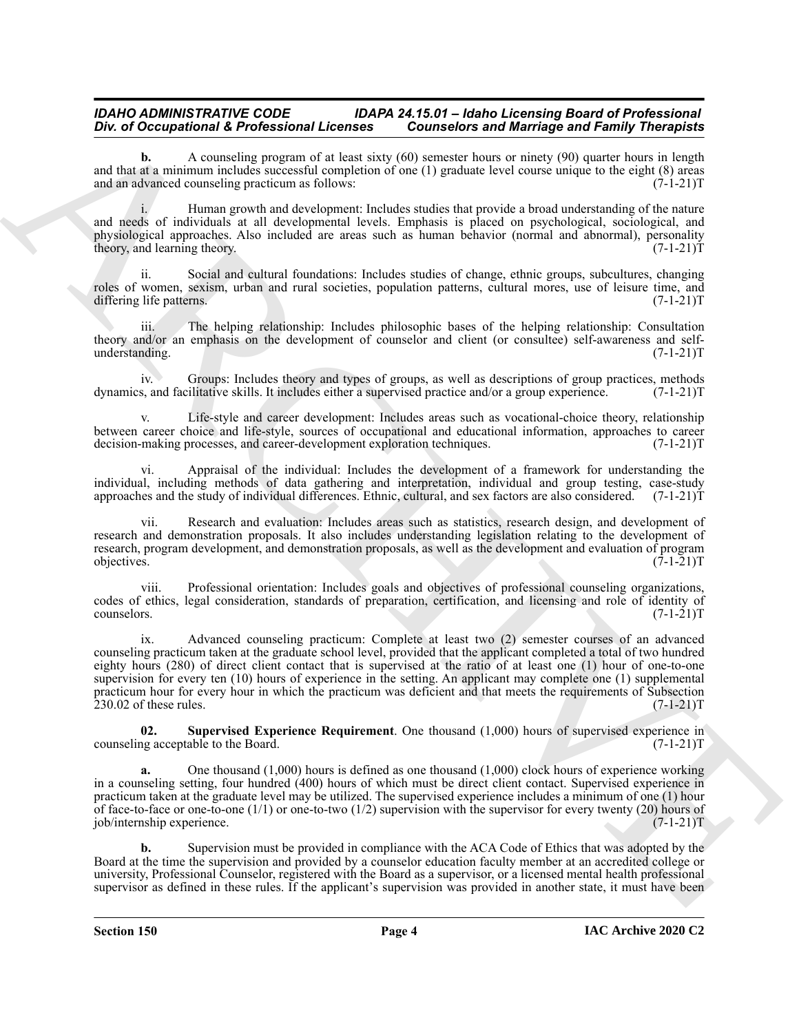**b.** A counseling program of at least sixty (60) semester hours or ninety (90) quarter hours in length and that at a minimum includes successful completion of one (1) graduate level course unique to the eight (8) areas and an advanced counseling practicum as follows: (7-1-21)T

i. Human growth and development: Includes studies that provide a broad understanding of the nature and needs of individuals at all developmental levels. Emphasis is placed on psychological, sociological, and physiological approaches. Also included are areas such as human behavior (normal and abnormal), personality theory, and learning theory. (7-1-21)T

ii. Social and cultural foundations: Includes studies of change, ethnic groups, subcultures, changing roles of women, sexism, urban and rural societies, population patterns, cultural mores, use of leisure time, and differing life patterns. (7-1-21)T

iii. The helping relationship: Includes philosophic bases of the helping relationship: Consultation theory and/or an emphasis on the development of counselor and client (or consultee) self-awareness and self-understanding. (7-1-21)T

iv. Groups: Includes theory and types of groups, as well as descriptions of group practices, methods dynamics, and facilitative skills. It includes either a supervised practice and/or a group experience. (7-1-21)T

v. Life-style and career development: Includes areas such as vocational-choice theory, relationship between career choice and life-style, sources of occupational and educational information, approaches to career decision-making processes, and career-development exploration techniques. (7-1-21)T

vi. Appraisal of the individual: Includes the development of a framework for understanding the individual, including methods of data gathering and interpretation, individual and group testing, case-study approaches and the study of individual differences. Ethnic, cultural, and sex factors are also considered. (7-1-21)T

vii. Research and evaluation: Includes areas such as statistics, research design, and development of research and demonstration proposals. It also includes understanding legislation relating to the development of research, program development, and demonstration proposals, as well as the development and evaluation of program objectives. (7-1-21)T

viii. Professional orientation: Includes goals and objectives of professional counseling organizations, codes of ethics, legal consideration, standards of preparation, certification, and licensing and role of identity of counselors. (7-1-21)T

ix. Advanced counseling practicum: Complete at least two (2) semester courses of an advanced counseling practicum taken at the graduate school level, provided that the applicant completed a total of two hundred eighty hours (280) of direct client contact that is supervised at the ratio of at least one (1) hour of one-to-one supervision for every ten (10) hours of experience in the setting. An applicant may complete one (1) supplemental practicum hour for every hour in which the practicum was deficient and that meets the requirements of Subsection 230.02 of these rules. (7-1-21)T

**02. Supervised Experience Requirement**. One thousand (1,000) hours of supervised experience in counseling acceptable to the Board. (7-1-21)T

**a.** One thousand (1,000) hours is defined as one thousand (1,000) clock hours of experience working in a counseling setting, four hundred (400) hours of which must be direct client contact. Supervised experience in practicum taken at the graduate level may be utilized. The supervised experience includes a minimum of one (1) hour of face-to-face or one-to-one (1/1) or one-to-two (1/2) supervision with the supervisor for every twenty (20) hours of job/internship experience. (7-1-21)T

**b.** Supervision must be provided in compliance with the ACA Code of Ethics that was adopted by the Board at the time the supervision and provided by a counselor education faculty member at an accredited college or university, Professional Counselor, registered with the Board as a supervisor, or a licensed mental health professional supervisor as defined in these rules. If the applicant's supervision was provided in another state, it must have been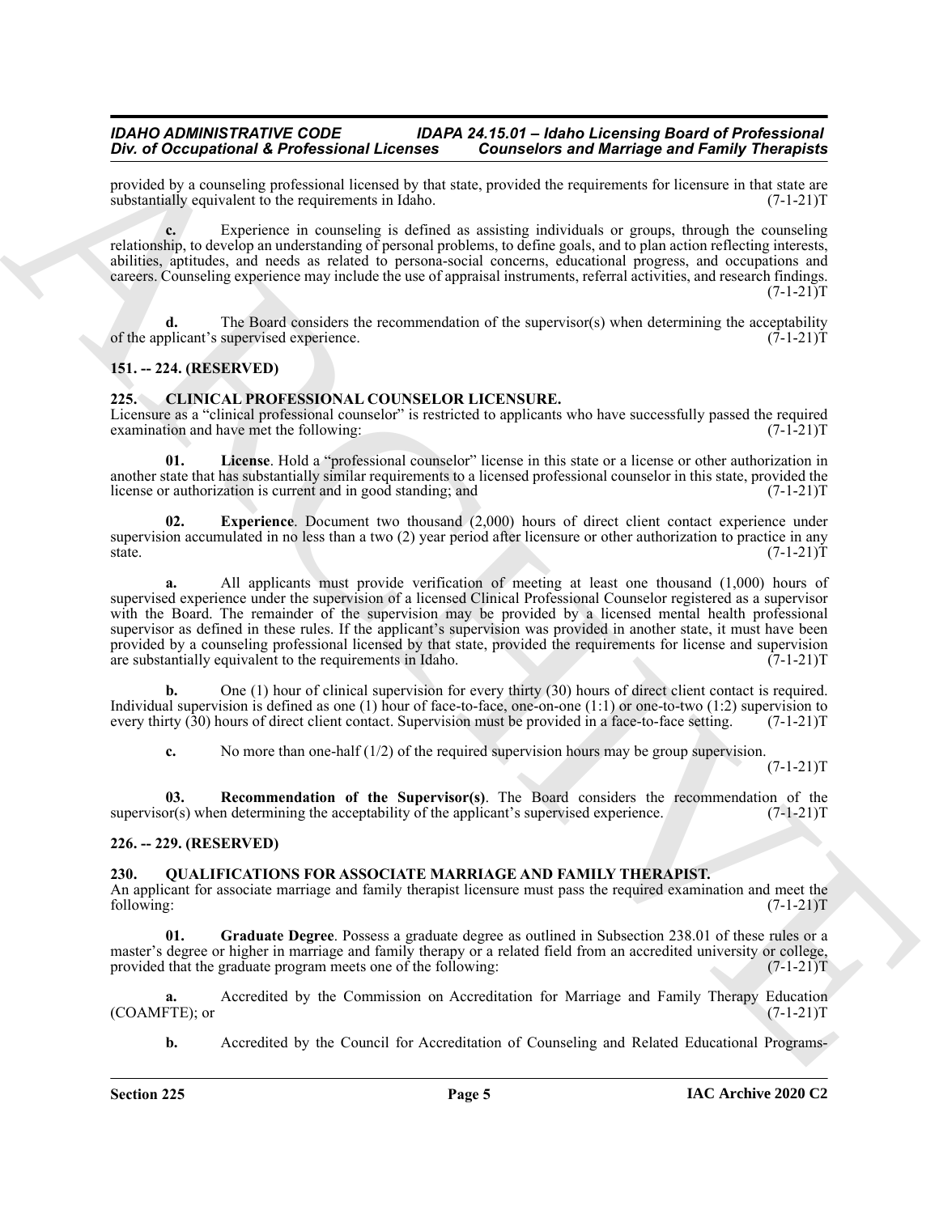provided by a counseling professional licensed by that state, provided the requirements for licensure in that state are substantially equivalent to the requirements in Idaho. (7-1-21)T

**c.** Experience in counseling is defined as assisting individuals or groups, through the counseling relationship, to develop an understanding of personal problems, to define goals, and to plan action reflecting interests, abilities, aptitudes, and needs as related to persona-social concerns, educational progress, and occupations and careers. Counseling experience may include the use of appraisal instruments, referral activities, and research findings. (7-1-21)T

**d.** The Board considers the recommendation of the supervisor(s) when determining the acceptability of the applicant's supervised experience. (7-1-21)T

## 151. -- 224. (RESERVED)

## 225. CLINICAL PROFESSIONAL COUNSELOR LICENSURE.

Licensure as a "clinical professional counselor" is restricted to applicants who have successfully passed the required examination and have met the following: (7-1-21)T

**01. License**. Hold a "professional counselor" license in this state or a license or other authorization in another state that has substantially similar requirements to a licensed professional counselor in this state, provided the license or authorization is current and in good standing; and (7-1-21)T

**02. Experience**. Document two thousand (2,000) hours of direct client contact experience under supervision accumulated in no less than a two (2) year period after licensure or other authorization to practice in any state. (7-1-21)T

**a.** All applicants must provide verification of meeting at least one thousand (1,000) hours of supervised experience under the supervision of a licensed Clinical Professional Counselor registered as a supervisor with the Board. The remainder of the supervision may be provided by a licensed mental health professional supervisor as defined in these rules. If the applicant's supervision was provided in another state, it must have been provided by a counseling professional licensed by that state, provided the requirements for license and supervision are substantially equivalent to the requirements in Idaho. (7-1-21)T

**b.** One (1) hour of clinical supervision for every thirty (30) hours of direct client contact is required. Individual supervision is defined as one (1) hour of face-to-face, one-on-one (1:1) or one-to-two (1:2) supervision to every thirty (30) hours of direct client contact. Supervision must be provided in a face-to-face setting. (7-1-21)T

**c.** No more than one-half (1/2) of the required supervision hours may be group supervision. (7-1-21)T

**03. Recommendation of the Supervisor(s)**. The Board considers the recommendation of the supervisor(s) when determining the acceptability of the applicant's supervised experience. (7-1-21)T

## 226. -- 229. (RESERVED)

## 230. QUALIFICATIONS FOR ASSOCIATE MARRIAGE AND FAMILY THERAPIST.

An applicant for associate marriage and family therapist licensure must pass the required examination and meet the following: (7-1-21)T

**01. Graduate Degree**. Possess a graduate degree as outlined in Subsection 238.01 of these rules or a master's degree or higher in marriage and family therapy or a related field from an accredited university or college, provided that the graduate program meets one of the following: (7-1-21)T

**a.** Accredited by the Commission on Accreditation for Marriage and Family Therapy Education (COAMFTE); or (7-1-21)T

**b.** Accredited by the Council for Accreditation of Counseling and Related Educational Programs-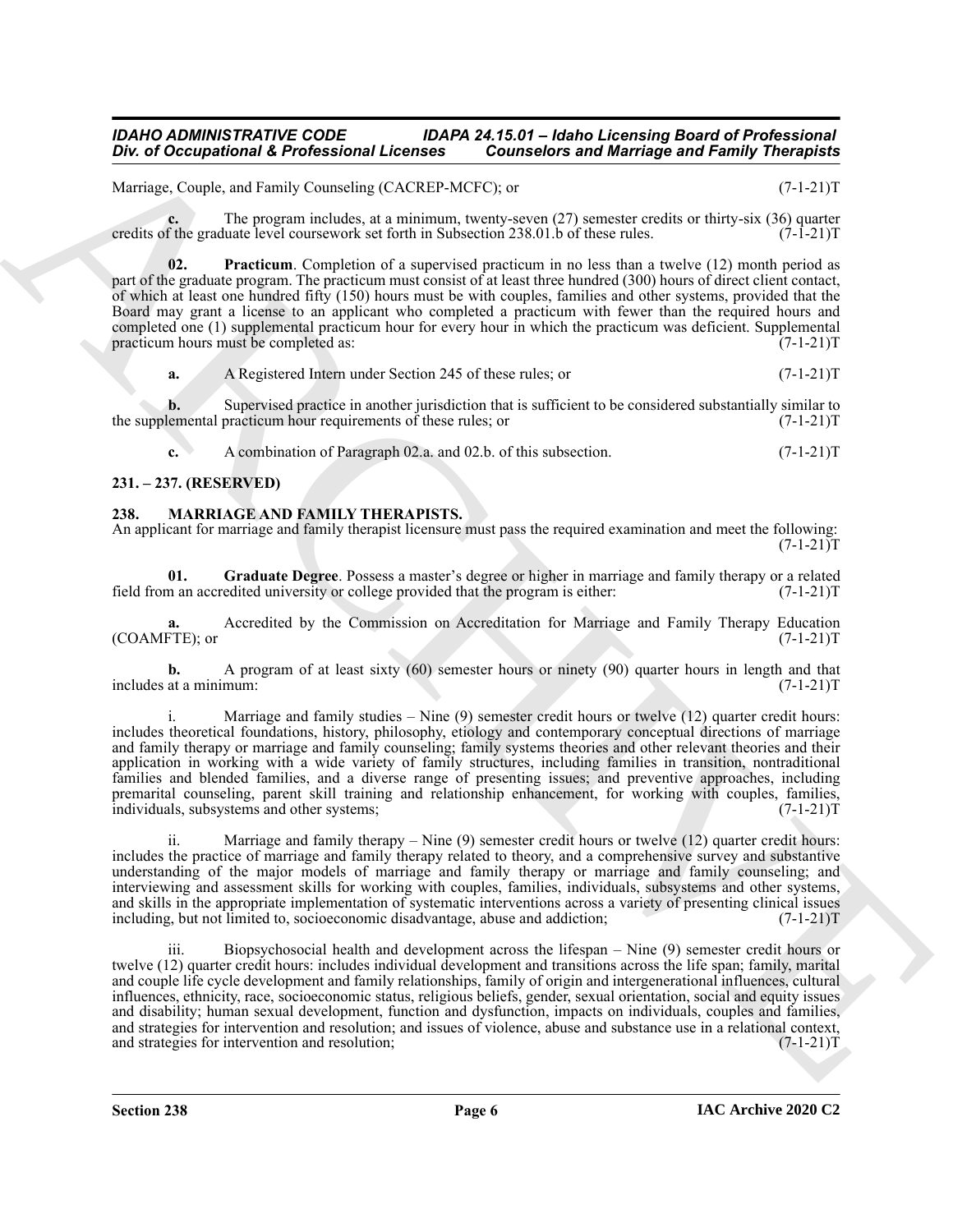Marriage, Couple, and Family Counseling (CACREP-MCFC); or (7-1-21)T

**c.** The program includes, at a minimum, twenty-seven (27) semester credits or thirty-six (36) quarter credits of the graduate level coursework set forth in Subsection 238.01.b of these rules. (7-1-21)T

**02. Practicum**. Completion of a supervised practicum in no less than a twelve (12) month period as part of the graduate program. The practicum must consist of at least three hundred (300) hours of direct client contact, of which at least one hundred fifty (150) hours must be with couples, families and other systems, provided that the Board may grant a license to an applicant who completed a practicum with fewer than the required hours and completed one (1) supplemental practicum hour for every hour in which the practicum was deficient. Supplemental practicum hours must be completed as: (7-1-21)T

**a.** A Registered Intern under Section 245 of these rules; or (7-1-21)T

**b.** Supervised practice in another jurisdiction that is sufficient to be considered substantially similar to the supplemental practicum hour requirements of these rules; or (7-1-21)T

**c.** A combination of Paragraph 02.a. and 02.b. of this subsection. (7-1-21)T

**231. – 237. (RESERVED)**

**238. MARRIAGE AND FAMILY THERAPISTS.**

An applicant for marriage and family therapist licensure must pass the required examination and meet the following: (7-1-21)T

**01. Graduate Degree**. Possess a master's degree or higher in marriage and family therapy or a related field from an accredited university or college provided that the program is either: (7-1-21)T

**a.** Accredited by the Commission on Accreditation for Marriage and Family Therapy Education (COAMFTE); or (7-1-21)T

**b.** A program of at least sixty (60) semester hours or ninety (90) quarter hours in length and that includes at a minimum: (7-1-21)T

i. Marriage and family studies – Nine (9) semester credit hours or twelve (12) quarter credit hours: includes theoretical foundations, history, philosophy, etiology and contemporary conceptual directions of marriage and family therapy or marriage and family counseling; family systems theories and other relevant theories and their application in working with a wide variety of family structures, including families in transition, nontraditional families and blended families, and a diverse range of presenting issues; and preventive approaches, including premarital counseling, parent skill training and relationship enhancement, for working with couples, families, individuals, subsystems and other systems; (7-1-21)T

ii. Marriage and family therapy – Nine (9) semester credit hours or twelve (12) quarter credit hours: includes the practice of marriage and family therapy related to theory, and a comprehensive survey and substantive understanding of the major models of marriage and family therapy or marriage and family counseling; and interviewing and assessment skills for working with couples, families, individuals, subsystems and other systems, and skills in the appropriate implementation of systematic interventions across a variety of presenting clinical issues including, but not limited to, socioeconomic disadvantage, abuse and addiction; (7-1-21)T

iii. Biopsychosocial health and development across the lifespan – Nine (9) semester credit hours or twelve (12) quarter credit hours: includes individual development and transitions across the life span; family, marital and couple life cycle development and family relationships, family of origin and intergenerational influences, cultural influences, ethnicity, race, socioeconomic status, religious beliefs, gender, sexual orientation, social and equity issues and disability; human sexual development, function and dysfunction, impacts on individuals, couples and families, and strategies for intervention and resolution; and issues of violence, abuse and substance use in a relational context, and strategies for intervention and resolution; (7-1-21)T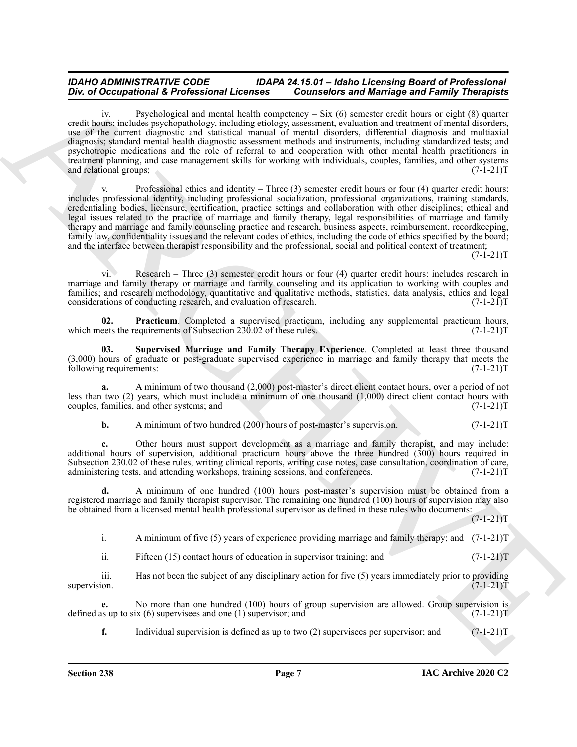iv. Psychological and mental health competency – Six (6) semester credit hours or eight (8) quarter credit hours: includes psychopathology, including etiology, assessment, evaluation and treatment of mental disorders, use of the current diagnostic and statistical manual of mental disorders, differential diagnosis and multiaxial diagnosis; standard mental health diagnostic assessment methods and instruments, including standardized tests; and psychotropic medications and the role of referral to and cooperation with other mental health practitioners in treatment planning, and case management skills for working with individuals, couples, families, and other systems and relational groups; (7-1-21)T

v. Professional ethics and identity – Three (3) semester credit hours or four (4) quarter credit hours: includes professional identity, including professional socialization, professional organizations, training standards, credentialing bodies, licensure, certification, practice settings and collaboration with other disciplines; ethical and legal issues related to the practice of marriage and family therapy, legal responsibilities of marriage and family therapy and marriage and family counseling practice and research, business aspects, reimbursement, recordkeeping, family law, confidentiality issues and the relevant codes of ethics, including the code of ethics specified by the board; and the interface between therapist responsibility and the professional, social and political context of treatment; (7-1-21)T

vi. Research – Three (3) semester credit hours or four (4) quarter credit hours: includes research in marriage and family therapy or marriage and family counseling and its application to working with couples and families; and research methodology, quantitative and qualitative methods, statistics, data analysis, ethics and legal considerations of conducting research, and evaluation of research. (7-1-21)T

**02. Practicum**. Completed a supervised practicum, including any supplemental practicum hours, which meets the requirements of Subsection 230.02 of these rules. (7-1-21)T

**03. Supervised Marriage and Family Therapy Experience**. Completed at least three thousand (3,000) hours of graduate or post-graduate supervised experience in marriage and family therapy that meets the following requirements: (7-1-21)T

**a.** A minimum of two thousand (2,000) post-master's direct client contact hours, over a period of not less than two (2) years, which must include a minimum of one thousand (1,000) direct client contact hours with couples, families, and other systems; and (7-1-21)T

**b.** A minimum of two hundred (200) hours of post-master's supervision. (7-1-21)T

**c.** Other hours must support development as a marriage and family therapist, and may include: additional hours of supervision, additional practicum hours above the three hundred (300) hours required in Subsection 230.02 of these rules, writing clinical reports, writing case notes, case consultation, coordination of care, administering tests, and attending workshops, training sessions, and conferences. (7-1-21)T

**d.** A minimum of one hundred (100) hours post-master's supervision must be obtained from a registered marriage and family therapist supervisor. The remaining one hundred (100) hours of supervision may also be obtained from a licensed mental health professional supervisor as defined in these rules who documents: (7-1-21)T

i. A minimum of five (5) years of experience providing marriage and family therapy; and (7-1-21)T

ii. Fifteen (15) contact hours of education in supervisor training; and (7-1-21)T

iii. Has not been the subject of any disciplinary action for five (5) years immediately prior to providing supervision. (7-1-21)T

**e.** No more than one hundred (100) hours of group supervision are allowed. Group supervision is defined as up to six (6) supervisees and one (1) supervisor; and (7-1-21)T

**f.** Individual supervision is defined as up to two (2) supervisees per supervisor; and (7-1-21)T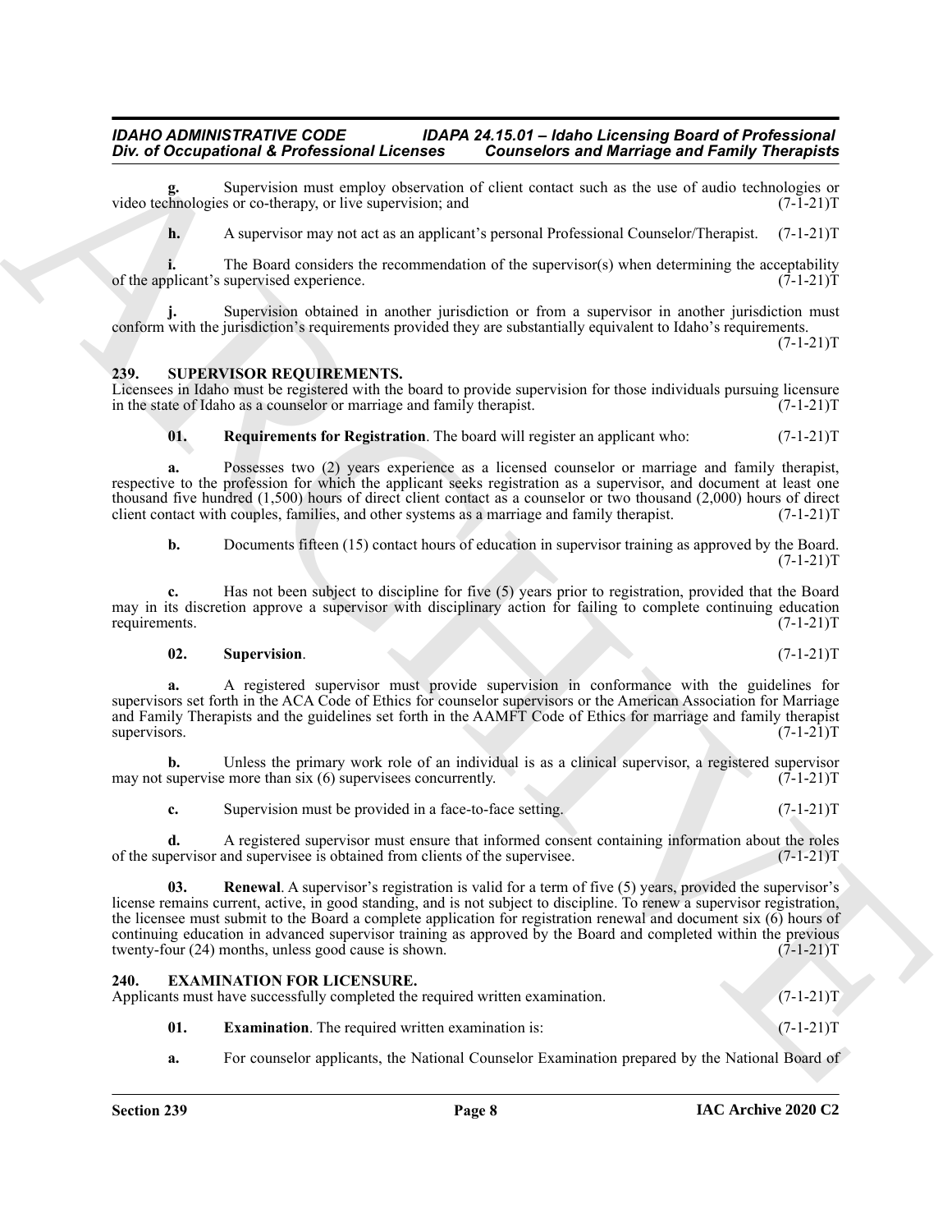**g.** Supervision must employ observation of client contact such as the use of audio technologies or video technologies or co-therapy, or live supervision; and (7-1-21)T

**h.** A supervisor may not act as an applicant's personal Professional Counselor/Therapist. (7-1-21)T

**i.** The Board considers the recommendation of the supervisor(s) when determining the acceptability of the applicant's supervised experience. (7-1-21)T

**j.** Supervision obtained in another jurisdiction or from a supervisor in another jurisdiction must conform with the jurisdiction's requirements provided they are substantially equivalent to Idaho's requirements. (7-1-21)T

## 239. SUPERVISOR REQUIREMENTS.

Licensees in Idaho must be registered with the board to provide supervision for those individuals pursuing licensure in the state of Idaho as a counselor or marriage and family therapist. (7-1-21)T

**01. Requirements for Registration**. The board will register an applicant who: (7-1-21)T

**a.** Possesses two (2) years experience as a licensed counselor or marriage and family therapist, respective to the profession for which the applicant seeks registration as a supervisor, and document at least one thousand five hundred (1,500) hours of direct client contact as a counselor or two thousand (2,000) hours of direct client contact with couples, families, and other systems as a marriage and family therapist. (7-1-21)T

**b.** Documents fifteen (15) contact hours of education in supervisor training as approved by the Board. (7-1-21)T

**c.** Has not been subject to discipline for five (5) years prior to registration, provided that the Board may in its discretion approve a supervisor with disciplinary action for failing to complete continuing education requirements. (7-1-21)T

**02. Supervision**. (7-1-21)T

**a.** A registered supervisor must provide supervision in conformance with the guidelines for supervisors set forth in the ACA Code of Ethics for counselor supervisors or the American Association for Marriage and Family Therapists and the guidelines set forth in the AAMFT Code of Ethics for marriage and family therapist supervisors. (7-1-21)T

**b.** Unless the primary work role of an individual is as a clinical supervisor, a registered supervisor may not supervise more than six (6) supervisees concurrently. (7-1-21)T

**c.** Supervision must be provided in a face-to-face setting. (7-1-21)T

**d.** A registered supervisor must ensure that informed consent containing information about the roles of the supervisor and supervisee is obtained from clients of the supervisee. (7-1-21)T

**03. Renewal**. A supervisor's registration is valid for a term of five (5) years, provided the supervisor's license remains current, active, in good standing, and is not subject to discipline. To renew a supervisor registration, the licensee must submit to the Board a complete application for registration renewal and document six (6) hours of continuing education in advanced supervisor training as approved by the Board and completed within the previous twenty-four (24) months, unless good cause is shown. (7-1-21)T

## 240. EXAMINATION FOR LICENSURE.

Applicants must have successfully completed the required written examination. (7-1-21)T

**01. Examination**. The required written examination is: (7-1-21)T

**a.** For counselor applicants, the National Counselor Examination prepared by the National Board of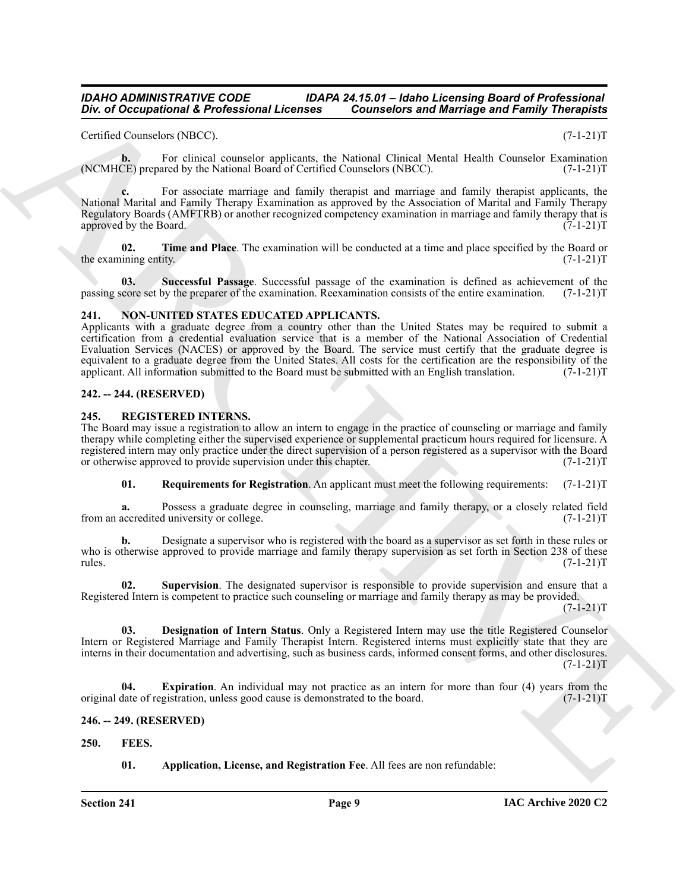Certified Counselors (NBCC). (7-1-21)T

**b.** For clinical counselor applicants, the National Clinical Mental Health Counselor Examination (NCMHCE) prepared by the National Board of Certified Counselors (NBCC). (7-1-21)T

**c.** For associate marriage and family therapist and marriage and family therapist applicants, the National Marital and Family Therapy Examination as approved by the Association of Marital and Family Therapy Regulatory Boards (AMFTRB) or another recognized competency examination in marriage and family therapy that is approved by the Board. (7-1-21)T

**02. Time and Place**. The examination will be conducted at a time and place specified by the Board or the examining entity. (7-1-21)T

**03. Successful Passage**. Successful passage of the examination is defined as achievement of the passing score set by the preparer of the examination. Reexamination consists of the entire examination. (7-1-21)T

### 241. NON-UNITED STATES EDUCATED APPLICANTS.

Applicants with a graduate degree from a country other than the United States may be required to submit a certification from a credential evaluation service that is a member of the National Association of Credential Evaluation Services (NACES) or approved by the Board. The service must certify that the graduate degree is equivalent to a graduate degree from the United States. All costs for the certification are the responsibility of the applicant. All information submitted to the Board must be submitted with an English translation. (7-1-21)T

### 242. -- 244. (RESERVED)

### 245. REGISTERED INTERNS.

The Board may issue a registration to allow an intern to engage in the practice of counseling or marriage and family therapy while completing either the supervised experience or supplemental practicum hours required for licensure. A registered intern may only practice under the direct supervision of a person registered as a supervisor with the Board or otherwise approved to provide supervision under this chapter. (7-1-21)T

**01. Requirements for Registration**. An applicant must meet the following requirements: (7-1-21)T

**a.** Possess a graduate degree in counseling, marriage and family therapy, or a closely related field from an accredited university or college. (7-1-21)T

**b.** Designate a supervisor who is registered with the board as a supervisor as set forth in these rules or who is otherwise approved to provide marriage and family therapy supervision as set forth in Section 238 of these rules. (7-1-21)T

**02. Supervision**. The designated supervisor is responsible to provide supervision and ensure that a Registered Intern is competent to practice such counseling or marriage and family therapy as may be provided. (7-1-21)T

**03. Designation of Intern Status**. Only a Registered Intern may use the title Registered Counselor Intern or Registered Marriage and Family Therapist Intern. Registered interns must explicitly state that they are interns in their documentation and advertising, such as business cards, informed consent forms, and other disclosures. (7-1-21)T

**04. Expiration**. An individual may not practice as an intern for more than four (4) years from the original date of registration, unless good cause is demonstrated to the board. (7-1-21)T

### 246. -- 249. (RESERVED)

### 250. FEES.

**01. Application, License, and Registration Fee**. All fees are non refundable: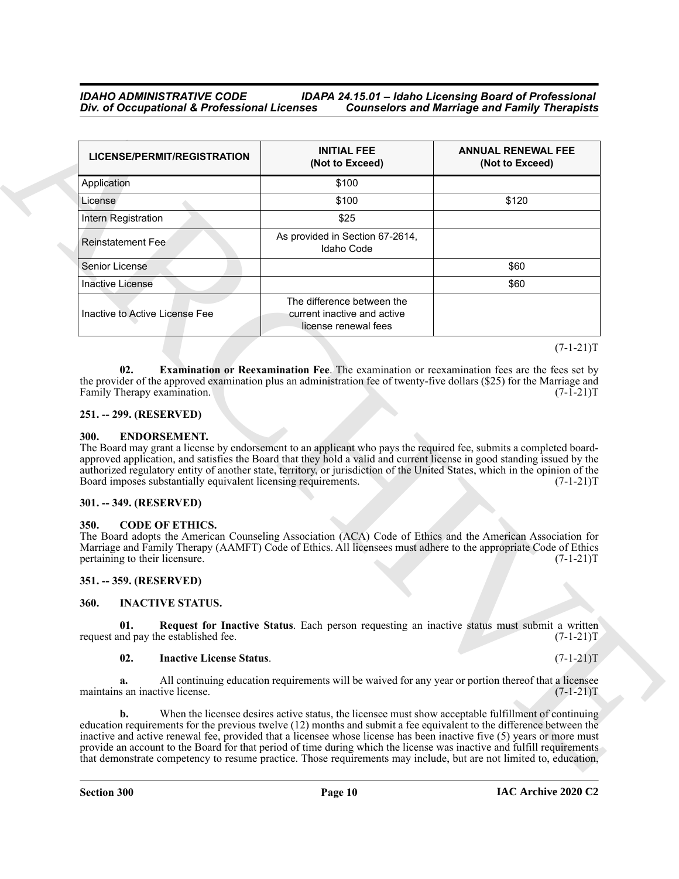| LICENSE/PERMIT/REGISTRATION | INITIAL FEE (Not to Exceed) | ANNUAL RENEWAL FEE (Not to Exceed) |
|---|---|---|
| Application | $100 | |
| License | $100 | $120 |
| Intern Registration | $25 | |
| Reinstatement Fee | As provided in Section 67-2614, Idaho Code | |
| Senior License | | $60 |
| Inactive License | | $60 |
| Inactive to Active License Fee | The difference between the current inactive and active license renewal fees | |

(7-1-21)T

**02. Examination or Reexamination Fee**. The examination or reexamination fees are the fees set by the provider of the approved examination plus an administration fee of twenty-five dollars ($25) for the Marriage and Family Therapy examination. (7-1-21)T

### 251. -- 299. (RESERVED)

### 300. ENDORSEMENT.

The Board may grant a license by endorsement to an applicant who pays the required fee, submits a completed board-approved application, and satisfies the Board that they hold a valid and current license in good standing issued by the authorized regulatory entity of another state, territory, or jurisdiction of the United States, which in the opinion of the Board imposes substantially equivalent licensing requirements. (7-1-21)T

### 301. -- 349. (RESERVED)

### 350. CODE OF ETHICS.

The Board adopts the American Counseling Association (ACA) Code of Ethics and the American Association for Marriage and Family Therapy (AAMFT) Code of Ethics. All licensees must adhere to the appropriate Code of Ethics pertaining to their licensure. (7-1-21)T

### 351. -- 359. (RESERVED)

### 360. INACTIVE STATUS.

**01. Request for Inactive Status**. Each person requesting an inactive status must submit a written request and pay the established fee. (7-1-21)T

**02. Inactive License Status**. (7-1-21)T

**a.** All continuing education requirements will be waived for any year or portion thereof that a licensee maintains an inactive license. (7-1-21)T

**b.** When the licensee desires active status, the licensee must show acceptable fulfillment of continuing education requirements for the previous twelve (12) months and submit a fee equivalent to the difference between the inactive and active renewal fee, provided that a licensee whose license has been inactive five (5) years or more must provide an account to the Board for that period of time during which the license was inactive and fulfill requirements that demonstrate competency to resume practice. Those requirements may include, but are not limited to, education,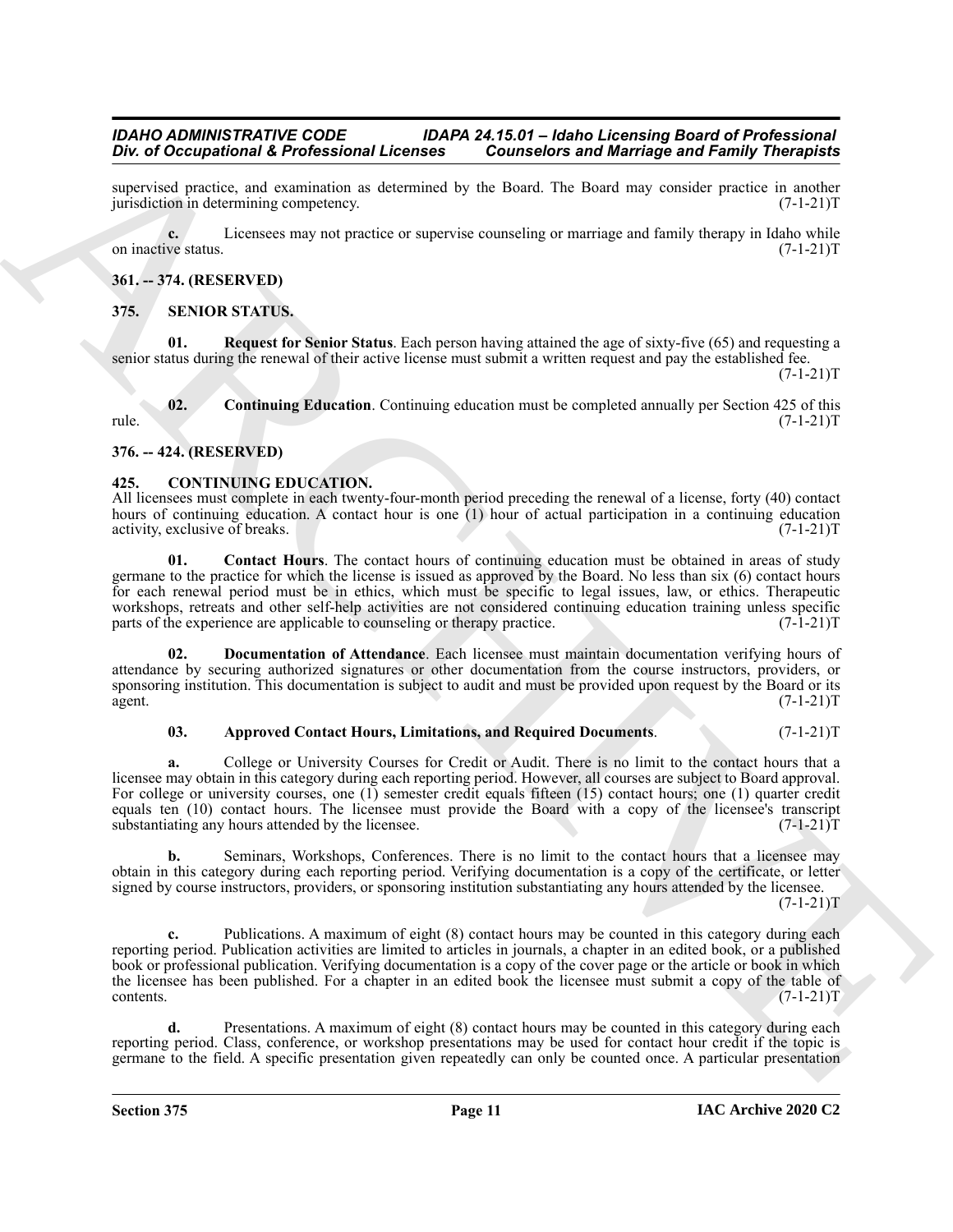supervised practice, and examination as determined by the Board. The Board may consider practice in another jurisdiction in determining competency. (7-1-21)T

**c.** Licensees may not practice or supervise counseling or marriage and family therapy in Idaho while on inactive status. (7-1-21)T

### 361. -- 374. (RESERVED)

### 375. SENIOR STATUS.

**01. Request for Senior Status**. Each person having attained the age of sixty-five (65) and requesting a senior status during the renewal of their active license must submit a written request and pay the established fee. (7-1-21)T

**02. Continuing Education**. Continuing education must be completed annually per Section 425 of this rule. (7-1-21)T

### 376. -- 424. (RESERVED)

### 425. CONTINUING EDUCATION.

All licensees must complete in each twenty-four-month period preceding the renewal of a license, forty (40) contact hours of continuing education. A contact hour is one (1) hour of actual participation in a continuing education activity, exclusive of breaks. (7-1-21)T

**01. Contact Hours**. The contact hours of continuing education must be obtained in areas of study germane to the practice for which the license is issued as approved by the Board. No less than six (6) contact hours for each renewal period must be in ethics, which must be specific to legal issues, law, or ethics. Therapeutic workshops, retreats and other self-help activities are not considered continuing education training unless specific parts of the experience are applicable to counseling or therapy practice. (7-1-21)T

**02. Documentation of Attendance**. Each licensee must maintain documentation verifying hours of attendance by securing authorized signatures or other documentation from the course instructors, providers, or sponsoring institution. This documentation is subject to audit and must be provided upon request by the Board or its agent. (7-1-21)T

**03. Approved Contact Hours, Limitations, and Required Documents**. (7-1-21)T

**a.** College or University Courses for Credit or Audit. There is no limit to the contact hours that a licensee may obtain in this category during each reporting period. However, all courses are subject to Board approval. For college or university courses, one (1) semester credit equals fifteen (15) contact hours; one (1) quarter credit equals ten (10) contact hours. The licensee must provide the Board with a copy of the licensee's transcript substantiating any hours attended by the licensee. (7-1-21)T

**b.** Seminars, Workshops, Conferences. There is no limit to the contact hours that a licensee may obtain in this category during each reporting period. Verifying documentation is a copy of the certificate, or letter signed by course instructors, providers, or sponsoring institution substantiating any hours attended by the licensee. (7-1-21)T

**c.** Publications. A maximum of eight (8) contact hours may be counted in this category during each reporting period. Publication activities are limited to articles in journals, a chapter in an edited book, or a published book or professional publication. Verifying documentation is a copy of the cover page or the article or book in which the licensee has been published. For a chapter in an edited book the licensee must submit a copy of the table of contents. (7-1-21)T

**d.** Presentations. A maximum of eight (8) contact hours may be counted in this category during each reporting period. Class, conference, or workshop presentations may be used for contact hour credit if the topic is germane to the field. A specific presentation given repeatedly can only be counted once. A particular presentation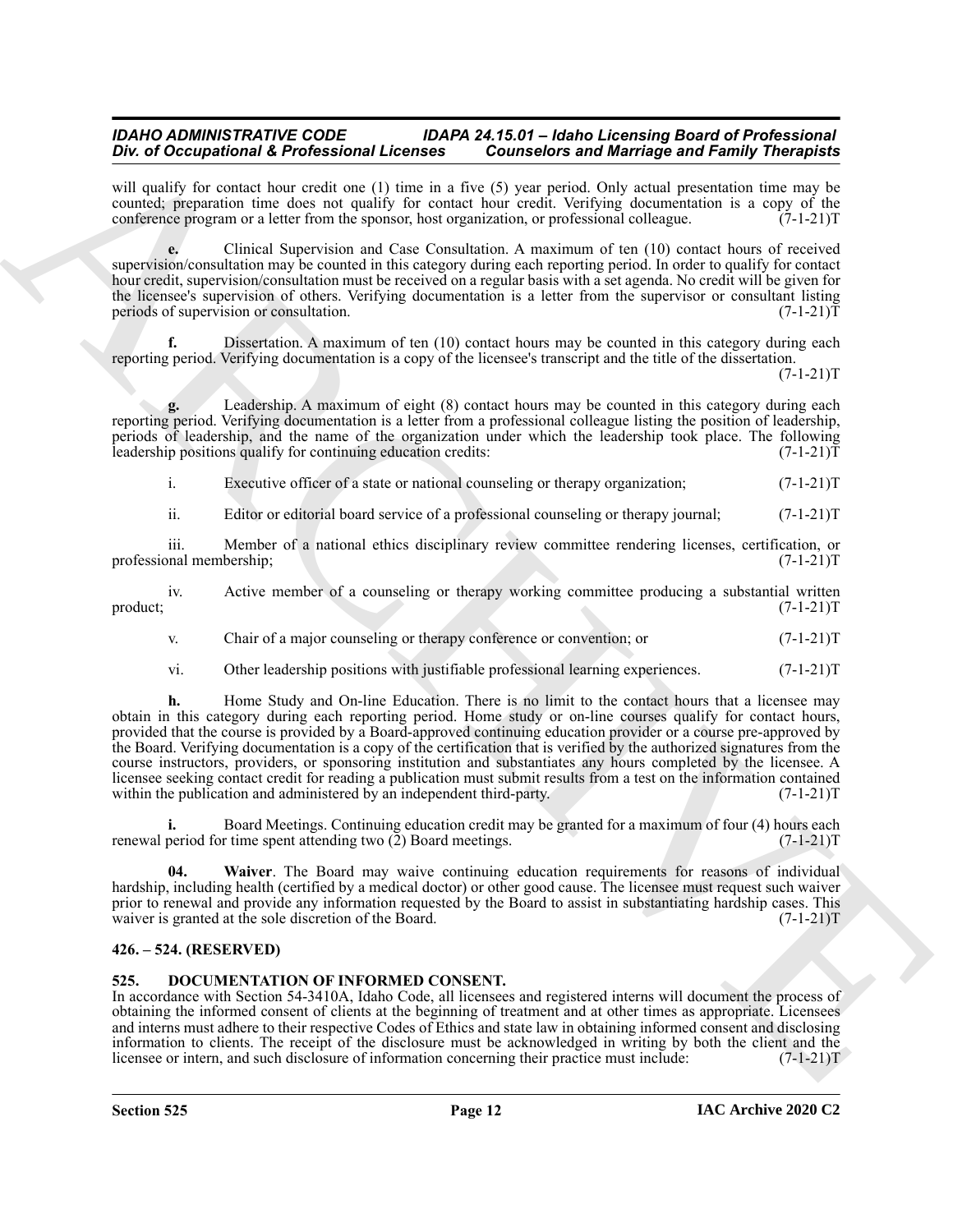will qualify for contact hour credit one (1) time in a five (5) year period. Only actual presentation time may be counted; preparation time does not qualify for contact hour credit. Verifying documentation is a copy of the conference program or a letter from the sponsor, host organization, or professional colleague. (7-1-21)T

**e.** Clinical Supervision and Case Consultation. A maximum of ten (10) contact hours of received supervision/consultation may be counted in this category during each reporting period. In order to qualify for contact hour credit, supervision/consultation must be received on a regular basis with a set agenda. No credit will be given for the licensee's supervision of others. Verifying documentation is a letter from the supervisor or consultant listing periods of supervision or consultation. (7-1-21)T

**f.** Dissertation. A maximum of ten (10) contact hours may be counted in this category during each reporting period. Verifying documentation is a copy of the licensee's transcript and the title of the dissertation. (7-1-21)T

**g.** Leadership. A maximum of eight (8) contact hours may be counted in this category during each reporting period. Verifying documentation is a letter from a professional colleague listing the position of leadership, periods of leadership, and the name of the organization under which the leadership took place. The following leadership positions qualify for continuing education credits: (7-1-21)T

i. Executive officer of a state or national counseling or therapy organization; (7-1-21)T

ii. Editor or editorial board service of a professional counseling or therapy journal; (7-1-21)T

iii. Member of a national ethics disciplinary review committee rendering licenses, certification, or professional membership; (7-1-21)T

iv. Active member of a counseling or therapy working committee producing a substantial written product; (7-1-21)T

v. Chair of a major counseling or therapy conference or convention; or (7-1-21)T

vi. Other leadership positions with justifiable professional learning experiences. (7-1-21)T

**h.** Home Study and On-line Education. There is no limit to the contact hours that a licensee may obtain in this category during each reporting period. Home study or on-line courses qualify for contact hours, provided that the course is provided by a Board-approved continuing education provider or a course pre-approved by the Board. Verifying documentation is a copy of the certification that is verified by the authorized signatures from the course instructors, providers, or sponsoring institution and substantiates any hours completed by the licensee. A licensee seeking contact credit for reading a publication must submit results from a test on the information contained within the publication and administered by an independent third-party. (7-1-21)T

**i.** Board Meetings. Continuing education credit may be granted for a maximum of four (4) hours each renewal period for time spent attending two (2) Board meetings. (7-1-21)T

**04. Waiver**. The Board may waive continuing education requirements for reasons of individual hardship, including health (certified by a medical doctor) or other good cause. The licensee must request such waiver prior to renewal and provide any information requested by the Board to assist in substantiating hardship cases. This waiver is granted at the sole discretion of the Board. (7-1-21)T

### 426. – 524. (RESERVED)

### 525. DOCUMENTATION OF INFORMED CONSENT.

In accordance with Section 54-3410A, Idaho Code, all licensees and registered interns will document the process of obtaining the informed consent of clients at the beginning of treatment and at other times as appropriate. Licensees and interns must adhere to their respective Codes of Ethics and state law in obtaining informed consent and disclosing information to clients. The receipt of the disclosure must be acknowledged in writing by both the client and the licensee or intern, and such disclosure of information concerning their practice must include: (7-1-21)T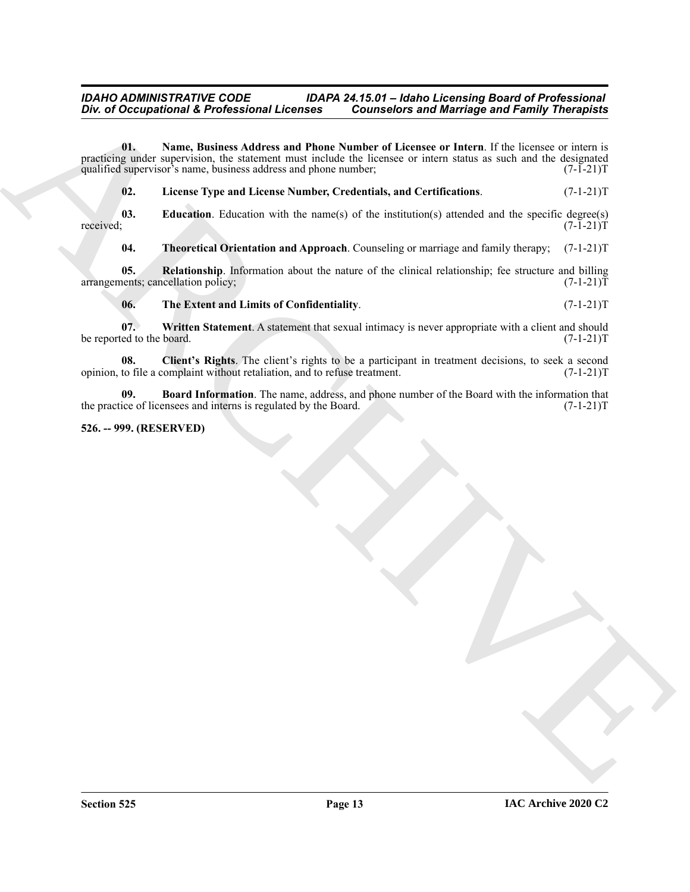**01. Name, Business Address and Phone Number of Licensee or Intern**. If the licensee or intern is practicing under supervision, the statement must include the licensee or intern status as such and the designated qualified supervisor's name, business address and phone number; (7-1-21)T

**02. License Type and License Number, Credentials, and Certifications**. (7-1-21)T

**03. Education**. Education with the name(s) of the institution(s) attended and the specific degree(s) received; (7-1-21)T

**04. Theoretical Orientation and Approach**. Counseling or marriage and family therapy; (7-1-21)T

**05. Relationship**. Information about the nature of the clinical relationship; fee structure and billing arrangements; cancellation policy; (7-1-21)T

**06. The Extent and Limits of Confidentiality**. (7-1-21)T

**07. Written Statement**. A statement that sexual intimacy is never appropriate with a client and should be reported to the board. (7-1-21)T

**08. Client's Rights**. The client's rights to be a participant in treatment decisions, to seek a second opinion, to file a complaint without retaliation, and to refuse treatment. (7-1-21)T

**09. Board Information**. The name, address, and phone number of the Board with the information that the practice of licensees and interns is regulated by the Board. (7-1-21)T

**526. -- 999. (RESERVED)**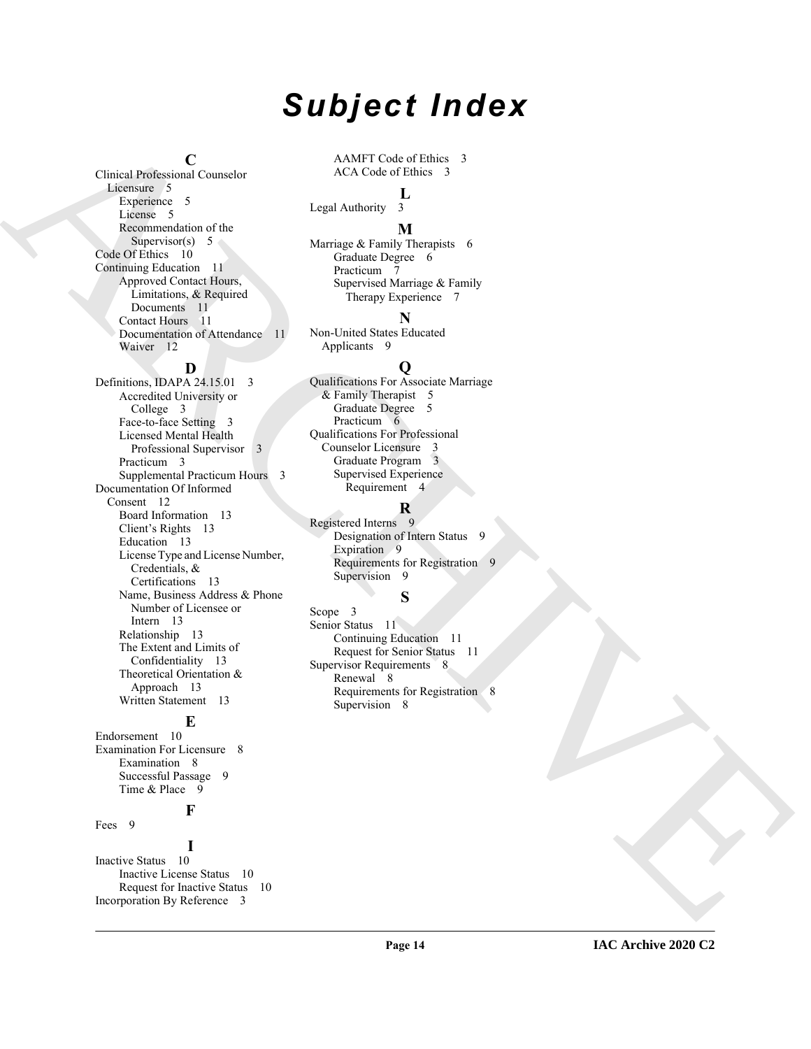# Subject Index

**C**

Clinical Professional Counselor Licensure 5
- Experience 5
- License 5
- Recommendation of the Supervisor(s) 5

Code Of Ethics 10

Continuing Education 11
- Approved Contact Hours, Limitations, & Required Documents 11
- Contact Hours 11
- Documentation of Attendance 11
- Waiver 12

**D**

Definitions, IDAPA 24.15.01 3
- Accredited University or College 3
- Face-to-face Setting 3
- Licensed Mental Health Professional Supervisor 3
- Practicum 3
- Supplemental Practicum Hours 3

Documentation Of Informed Consent 12
- Board Information 13
- Client's Rights 13
- Education 13
- License Type and License Number, Credentials, & Certifications 13
- Name, Business Address & Phone Number of Licensee or Intern 13
- Relationship 13
- The Extent and Limits of Confidentiality 13
- Theoretical Orientation & Approach 13
- Written Statement 13

**E**

Endorsement 10

Examination For Licensure 8
- Examination 8
- Successful Passage 9
- Time & Place 9

**F**

Fees 9

**I**

Inactive Status 10
- Inactive License Status 10
- Request for Inactive Status 10

Incorporation By Reference 3
- AAMFT Code of Ethics 3
- ACA Code of Ethics 3

**L**

Legal Authority 3

**M**

Marriage & Family Therapists 6
- Graduate Degree 6
- Practicum 7
- Supervised Marriage & Family Therapy Experience 7

**N**

Non-United States Educated Applicants 9

**Q**

Qualifications For Associate Marriage & Family Therapist 5
- Graduate Degree 5
- Practicum 6

Qualifications For Professional Counselor Licensure 3
- Graduate Program 3
- Supervised Experience Requirement 4

**R**

Registered Interns 9
- Designation of Intern Status 9
- Expiration 9
- Requirements for Registration 9
- Supervision 9

**S**

Scope 3

Senior Status 11
- Continuing Education 11
- Request for Senior Status 11

Supervisor Requirements 8
- Renewal 8
- Requirements for Registration 8
- Supervision 8